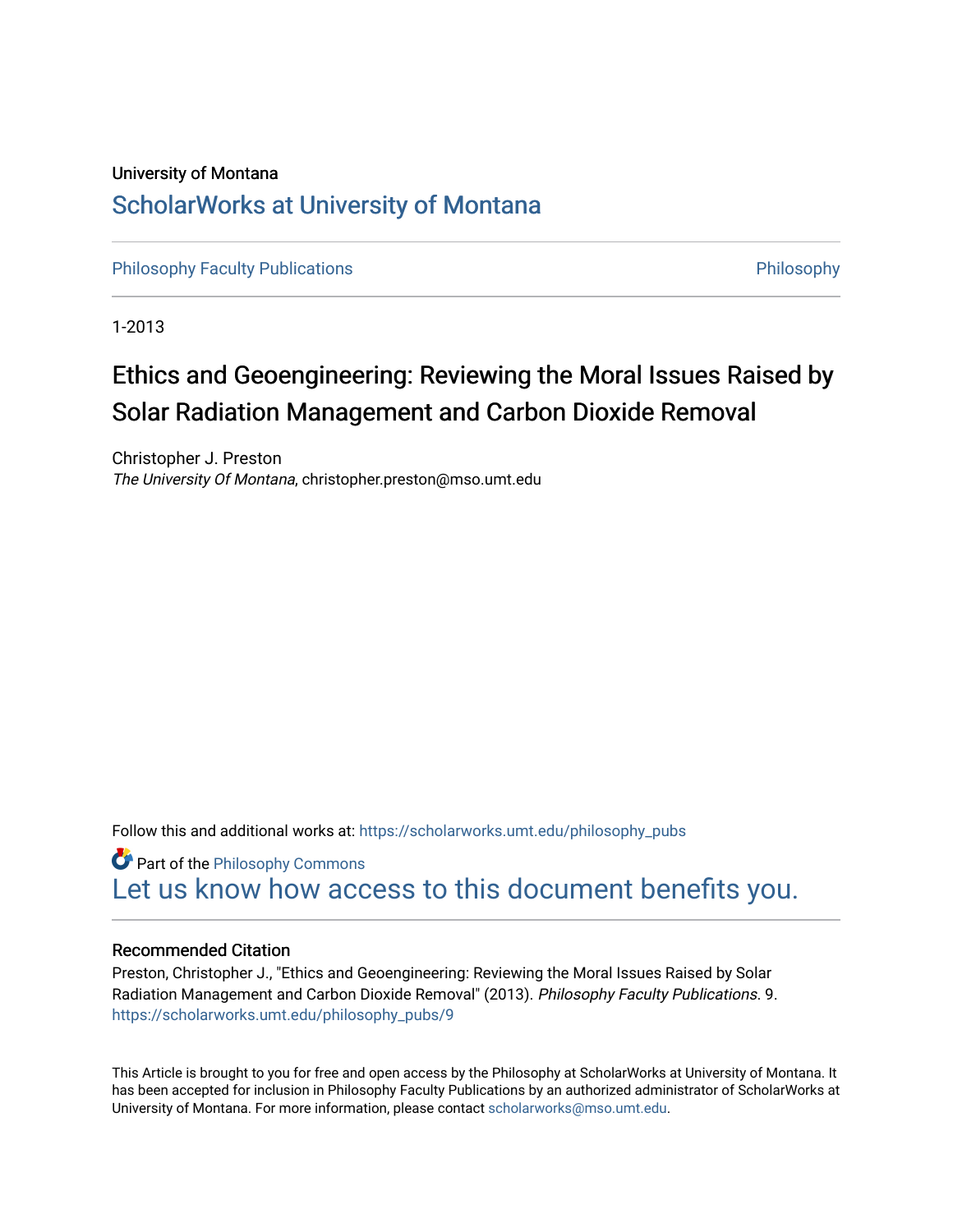University of Montana

## ScholarWorks at University of Montana

Philosophy Faculty Publications | Philosophy

1-2013

# Ethics and Geoengineering: Reviewing the Moral Issues Raised by Solar Radiation Management and Carbon Dioxide Removal

Christopher J. Preston
*The University Of Montana*, christopher.preston@mso.umt.edu

Follow this and additional works at: https://scholarworks.umt.edu/philosophy_pubs

Part of the Philosophy Commons

Let us know how access to this document benefits you.

### Recommended Citation

Preston, Christopher J., "Ethics and Geoengineering: Reviewing the Moral Issues Raised by Solar Radiation Management and Carbon Dioxide Removal" (2013). *Philosophy Faculty Publications*. 9.
https://scholarworks.umt.edu/philosophy_pubs/9

This Article is brought to you for free and open access by the Philosophy at ScholarWorks at University of Montana. It has been accepted for inclusion in Philosophy Faculty Publications by an authorized administrator of ScholarWorks at University of Montana. For more information, please contact scholarworks@mso.umt.edu.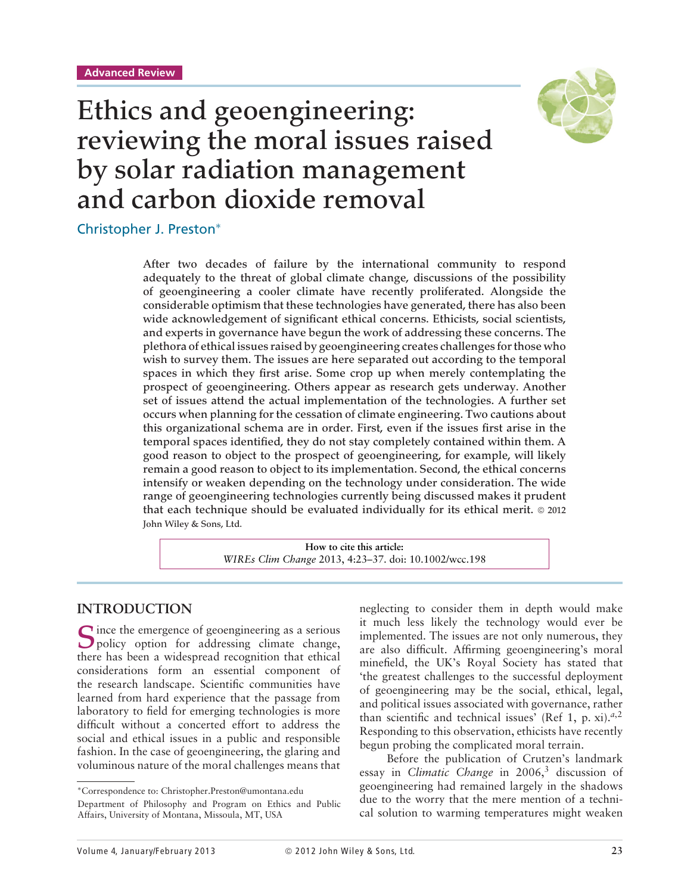Advanced Review

# Ethics and geoengineering: reviewing the moral issues raised by solar radiation management and carbon dioxide removal

Christopher J. Preston*

**After two decades of failure by the international community to respond adequately to the threat of global climate change, discussions of the possibility of geoengineering a cooler climate have recently proliferated. Alongside the considerable optimism that these technologies have generated, there has also been wide acknowledgement of significant ethical concerns. Ethicists, social scientists, and experts in governance have begun the work of addressing these concerns. The plethora of ethical issues raised by geoengineering creates challenges for those who wish to survey them. The issues are here separated out according to the temporal spaces in which they first arise. Some crop up when merely contemplating the prospect of geoengineering. Others appear as research gets underway. Another set of issues attend the actual implementation of the technologies. A further set occurs when planning for the cessation of climate engineering. Two cautions about this organizational schema are in order. First, even if the issues first arise in the temporal spaces identified, they do not stay completely contained within them. A good reason to object to the prospect of geoengineering, for example, will likely remain a good reason to object to its implementation. Second, the ethical concerns intensify or weaken depending on the technology under consideration. The wide range of geoengineering technologies currently being discussed makes it prudent that each technique should be evaluated individually for its ethical merit.** © 2012 John Wiley & Sons, Ltd.

**How to cite this article:**
*WIREs Clim Change* 2013, 4:23–37. doi: 10.1002/wcc.198

## INTRODUCTION

Since the emergence of geoengineering as a serious policy option for addressing climate change, there has been a widespread recognition that ethical considerations form an essential component of the research landscape. Scientific communities have learned from hard experience that the passage from laboratory to field for emerging technologies is more difficult without a concerted effort to address the social and ethical issues in a public and responsible fashion. In the case of geoengineering, the glaring and voluminous nature of the moral challenges means that neglecting to consider them in depth would make it much less likely the technology would ever be implemented. The issues are not only numerous, they are also difficult. Affirming geoengineering's moral minefield, the UK's Royal Society has stated that 'the greatest challenges to the successful deployment of geoengineering may be the social, ethical, legal, and political issues associated with governance, rather than scientific and technical issues' (Ref 1, p. xi).[a,2] Responding to this observation, ethicists have recently begun probing the complicated moral terrain.

Before the publication of Crutzen's landmark essay in *Climatic Change* in 2006,[3] discussion of geoengineering had remained largely in the shadows due to the worry that the mere mention of a technical solution to warming temperatures might weaken

*Correspondence to: Christopher.Preston@umontana.edu

Department of Philosophy and Program on Ethics and Public Affairs, University of Montana, Missoula, MT, USA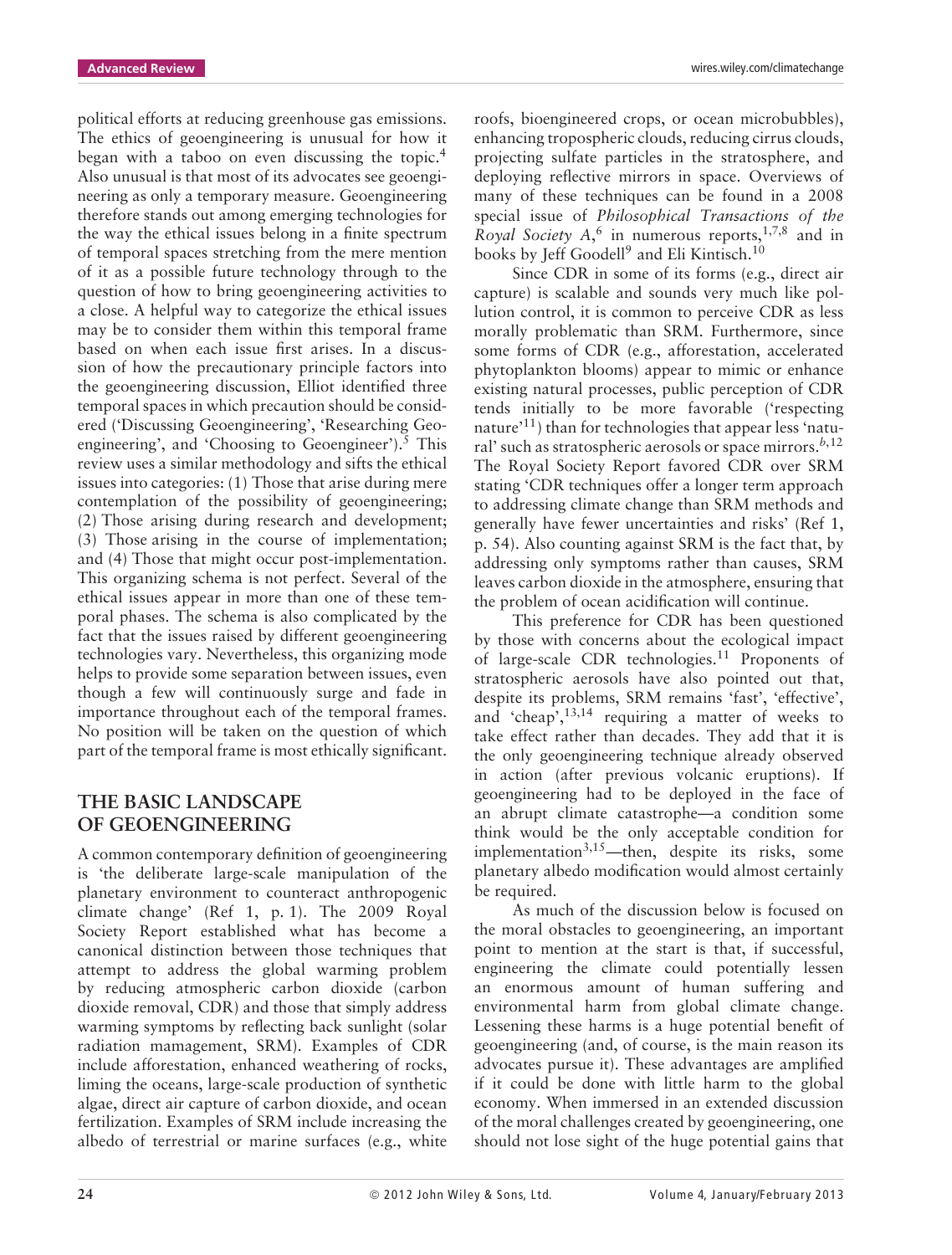political efforts at reducing greenhouse gas emissions. The ethics of geoengineering is unusual for how it began with a taboo on even discussing the topic.[4] Also unusual is that most of its advocates see geoengineering as only a temporary measure. Geoengineering therefore stands out among emerging technologies for the way the ethical issues belong in a finite spectrum of temporal spaces stretching from the mere mention of it as a possible future technology through to the question of how to bring geoengineering activities to a close. A helpful way to categorize the ethical issues may be to consider them within this temporal frame based on when each issue first arises. In a discussion of how the precautionary principle factors into the geoengineering discussion, Elliot identified three temporal spaces in which precaution should be considered ('Discussing Geoengineering', 'Researching Geoengineering', and 'Choosing to Geoengineer').[5] This review uses a similar methodology and sifts the ethical issues into categories: (1) Those that arise during mere contemplation of the possibility of geoengineering; (2) Those arising during research and development; (3) Those arising in the course of implementation; and (4) Those that might occur post-implementation. This organizing schema is not perfect. Several of the ethical issues appear in more than one of these temporal phases. The schema is also complicated by the fact that the issues raised by different geoengineering technologies vary. Nevertheless, this organizing mode helps to provide some separation between issues, even though a few will continuously surge and fade in importance throughout each of the temporal frames. No position will be taken on the question of which part of the temporal frame is most ethically significant.

## THE BASIC LANDSCAPE OF GEOENGINEERING

A common contemporary definition of geoengineering is 'the deliberate large-scale manipulation of the planetary environment to counteract anthropogenic climate change' (Ref 1, p. 1). The 2009 Royal Society Report established what has become a canonical distinction between those techniques that attempt to address the global warming problem by reducing atmospheric carbon dioxide (carbon dioxide removal, CDR) and those that simply address warming symptoms by reflecting back sunlight (solar radiation mamagement, SRM). Examples of CDR include afforestation, enhanced weathering of rocks, liming the oceans, large-scale production of synthetic algae, direct air capture of carbon dioxide, and ocean fertilization. Examples of SRM include increasing the albedo of terrestrial or marine surfaces (e.g., white roofs, bioengineered crops, or ocean microbubbles), enhancing tropospheric clouds, reducing cirrus clouds, projecting sulfate particles in the stratosphere, and deploying reflective mirrors in space. Overviews of many of these techniques can be found in a 2008 special issue of *Philosophical Transactions of the Royal Society A*,[6] in numerous reports,[1,7,8] and in books by Jeff Goodell[9] and Eli Kintisch.[10]

Since CDR in some of its forms (e.g., direct air capture) is scalable and sounds very much like pollution control, it is common to perceive CDR as less morally problematic than SRM. Furthermore, since some forms of CDR (e.g., afforestation, accelerated phytoplankton blooms) appear to mimic or enhance existing natural processes, public perception of CDR tends initially to be more favorable ('respecting nature'[11]) than for technologies that appear less 'natural' such as stratospheric aerosols or space mirrors.[b,12] The Royal Society Report favored CDR over SRM stating 'CDR techniques offer a longer term approach to addressing climate change than SRM methods and generally have fewer uncertainties and risks' (Ref 1, p. 54). Also counting against SRM is the fact that, by addressing only symptoms rather than causes, SRM leaves carbon dioxide in the atmosphere, ensuring that the problem of ocean acidification will continue.

This preference for CDR has been questioned by those with concerns about the ecological impact of large-scale CDR technologies.[11] Proponents of stratospheric aerosols have also pointed out that, despite its problems, SRM remains 'fast', 'effective', and 'cheap',[13,14] requiring a matter of weeks to take effect rather than decades. They add that it is the only geoengineering technique already observed in action (after previous volcanic eruptions). If geoengineering had to be deployed in the face of an abrupt climate catastrophe—a condition some think would be the only acceptable condition for implementation[3,15]—then, despite its risks, some planetary albedo modification would almost certainly be required.

As much of the discussion below is focused on the moral obstacles to geoengineering, an important point to mention at the start is that, if successful, engineering the climate could potentially lessen an enormous amount of human suffering and environmental harm from global climate change. Lessening these harms is a huge potential benefit of geoengineering (and, of course, is the main reason its advocates pursue it). These advantages are amplified if it could be done with little harm to the global economy. When immersed in an extended discussion of the moral challenges created by geoengineering, one should not lose sight of the huge potential gains that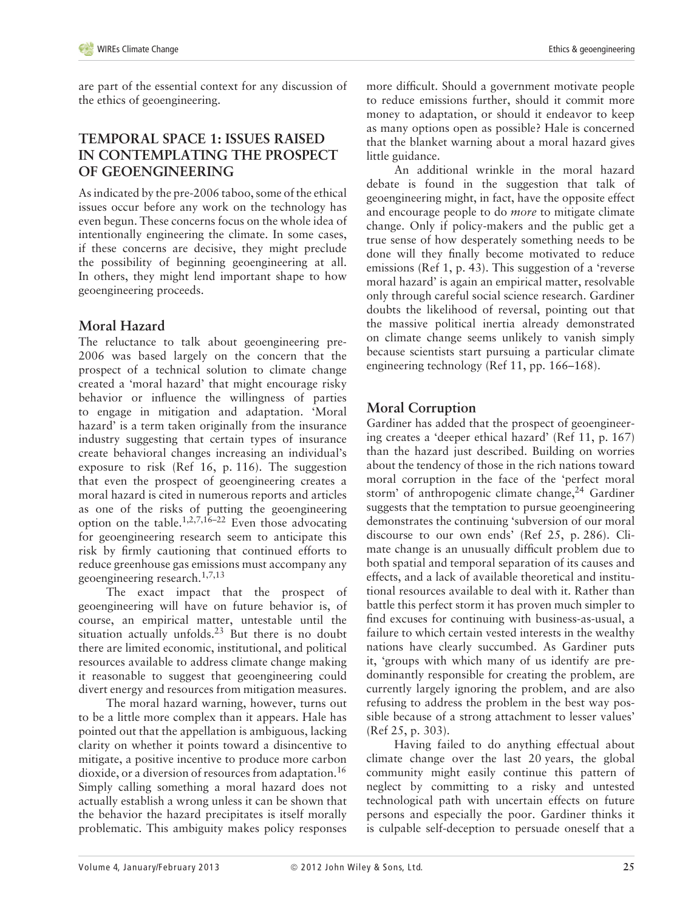are part of the essential context for any discussion of the ethics of geoengineering.

## TEMPORAL SPACE 1: ISSUES RAISED IN CONTEMPLATING THE PROSPECT OF GEOENGINEERING

As indicated by the pre-2006 taboo, some of the ethical issues occur before any work on the technology has even begun. These concerns focus on the whole idea of intentionally engineering the climate. In some cases, if these concerns are decisive, they might preclude the possibility of beginning geoengineering at all. In others, they might lend important shape to how geoengineering proceeds.

### Moral Hazard

The reluctance to talk about geoengineering pre-2006 was based largely on the concern that the prospect of a technical solution to climate change created a 'moral hazard' that might encourage risky behavior or influence the willingness of parties to engage in mitigation and adaptation. 'Moral hazard' is a term taken originally from the insurance industry suggesting that certain types of insurance create behavioral changes increasing an individual's exposure to risk (Ref 16, p. 116). The suggestion that even the prospect of geoengineering creates a moral hazard is cited in numerous reports and articles as one of the risks of putting the geoengineering option on the table.[1,2,7,16–22] Even those advocating for geoengineering research seem to anticipate this risk by firmly cautioning that continued efforts to reduce greenhouse gas emissions must accompany any geoengineering research.[1,7,13]

The exact impact that the prospect of geoengineering will have on future behavior is, of course, an empirical matter, untestable until the situation actually unfolds.[23] But there is no doubt there are limited economic, institutional, and political resources available to address climate change making it reasonable to suggest that geoengineering could divert energy and resources from mitigation measures.

The moral hazard warning, however, turns out to be a little more complex than it appears. Hale has pointed out that the appellation is ambiguous, lacking clarity on whether it points toward a disincentive to mitigate, a positive incentive to produce more carbon dioxide, or a diversion of resources from adaptation.[16] Simply calling something a moral hazard does not actually establish a wrong unless it can be shown that the behavior the hazard precipitates is itself morally problematic. This ambiguity makes policy responses more difficult. Should a government motivate people to reduce emissions further, should it commit more money to adaptation, or should it endeavor to keep as many options open as possible? Hale is concerned that the blanket warning about a moral hazard gives little guidance.

An additional wrinkle in the moral hazard debate is found in the suggestion that talk of geoengineering might, in fact, have the opposite effect and encourage people to do *more* to mitigate climate change. Only if policy-makers and the public get a true sense of how desperately something needs to be done will they finally become motivated to reduce emissions (Ref 1, p. 43). This suggestion of a 'reverse moral hazard' is again an empirical matter, resolvable only through careful social science research. Gardiner doubts the likelihood of reversal, pointing out that the massive political inertia already demonstrated on climate change seems unlikely to vanish simply because scientists start pursuing a particular climate engineering technology (Ref 11, pp. 166–168).

### Moral Corruption

Gardiner has added that the prospect of geoengineering creates a 'deeper ethical hazard' (Ref 11, p. 167) than the hazard just described. Building on worries about the tendency of those in the rich nations toward moral corruption in the face of the 'perfect moral storm' of anthropogenic climate change,[24] Gardiner suggests that the temptation to pursue geoengineering demonstrates the continuing 'subversion of our moral discourse to our own ends' (Ref 25, p. 286). Climate change is an unusually difficult problem due to both spatial and temporal separation of its causes and effects, and a lack of available theoretical and institutional resources available to deal with it. Rather than battle this perfect storm it has proven much simpler to find excuses for continuing with business-as-usual, a failure to which certain vested interests in the wealthy nations have clearly succumbed. As Gardiner puts it, 'groups with which many of us identify are predominantly responsible for creating the problem, are currently largely ignoring the problem, and are also refusing to address the problem in the best way possible because of a strong attachment to lesser values' (Ref 25, p. 303).

Having failed to do anything effectual about climate change over the last 20 years, the global community might easily continue this pattern of neglect by committing to a risky and untested technological path with uncertain effects on future persons and especially the poor. Gardiner thinks it is culpable self-deception to persuade oneself that a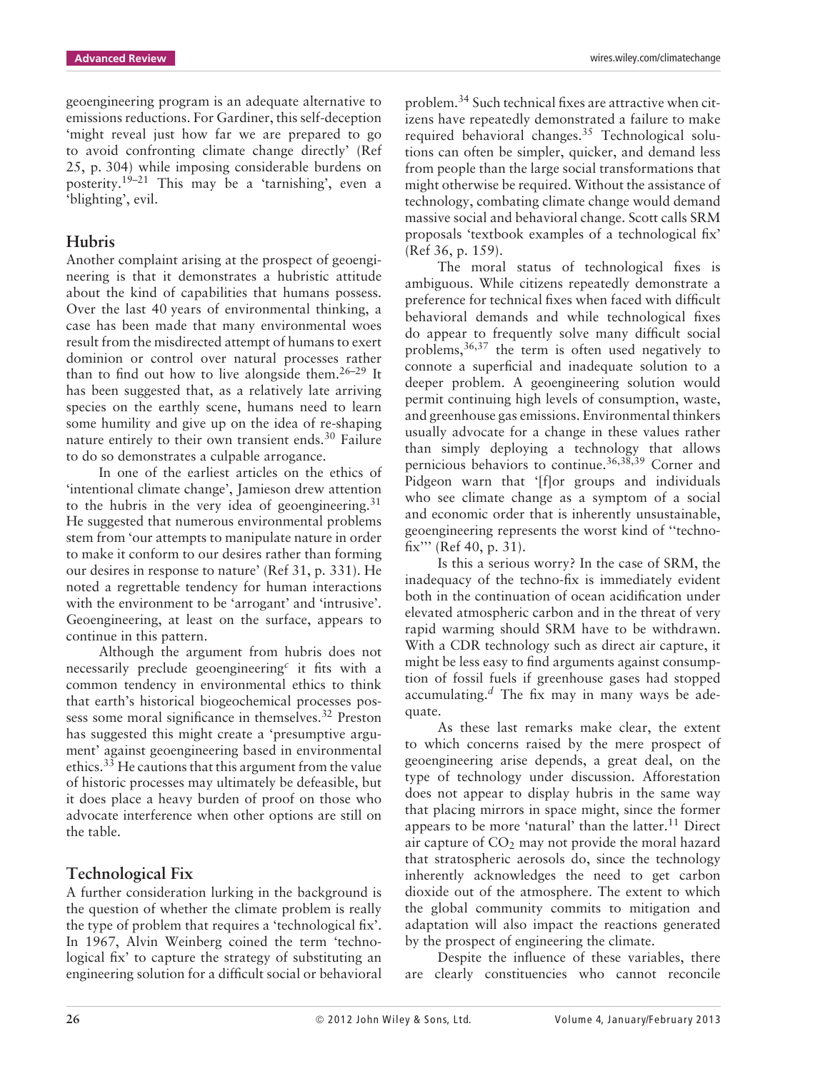geoengineering program is an adequate alternative to emissions reductions. For Gardiner, this self-deception 'might reveal just how far we are prepared to go to avoid confronting climate change directly' (Ref 25, p. 304) while imposing considerable burdens on posterity.[19–21] This may be a 'tarnishing', even a 'blighting', evil.

## Hubris

Another complaint arising at the prospect of geoengineering is that it demonstrates a hubristic attitude about the kind of capabilities that humans possess. Over the last 40 years of environmental thinking, a case has been made that many environmental woes result from the misdirected attempt of humans to exert dominion or control over natural processes rather than to find out how to live alongside them.[26–29] It has been suggested that, as a relatively late arriving species on the earthly scene, humans need to learn some humility and give up on the idea of re-shaping nature entirely to their own transient ends.[30] Failure to do so demonstrates a culpable arrogance.

In one of the earliest articles on the ethics of 'intentional climate change', Jamieson drew attention to the hubris in the very idea of geoengineering.[31] He suggested that numerous environmental problems stem from 'our attempts to manipulate nature in order to make it conform to our desires rather than forming our desires in response to nature' (Ref 31, p. 331). He noted a regrettable tendency for human interactions with the environment to be 'arrogant' and 'intrusive'. Geoengineering, at least on the surface, appears to continue in this pattern.

Although the argument from hubris does not necessarily preclude geoengineering[c] it fits with a common tendency in environmental ethics to think that earth's historical biogeochemical processes possess some moral significance in themselves.[32] Preston has suggested this might create a 'presumptive argument' against geoengineering based in environmental ethics.[33] He cautions that this argument from the value of historic processes may ultimately be defeasible, but it does place a heavy burden of proof on those who advocate interference when other options are still on the table.

## Technological Fix

A further consideration lurking in the background is the question of whether the climate problem is really the type of problem that requires a 'technological fix'. In 1967, Alvin Weinberg coined the term 'technological fix' to capture the strategy of substituting an engineering solution for a difficult social or behavioral problem.[34] Such technical fixes are attractive when citizens have repeatedly demonstrated a failure to make required behavioral changes.[35] Technological solutions can often be simpler, quicker, and demand less from people than the large social transformations that might otherwise be required. Without the assistance of technology, combating climate change would demand massive social and behavioral change. Scott calls SRM proposals 'textbook examples of a technological fix' (Ref 36, p. 159).

The moral status of technological fixes is ambiguous. While citizens repeatedly demonstrate a preference for technical fixes when faced with difficult behavioral demands and while technological fixes do appear to frequently solve many difficult social problems,[36,37] the term is often used negatively to connote a superficial and inadequate solution to a deeper problem. A geoengineering solution would permit continuing high levels of consumption, waste, and greenhouse gas emissions. Environmental thinkers usually advocate for a change in these values rather than simply deploying a technology that allows pernicious behaviors to continue.[36,38,39] Corner and Pidgeon warn that '[f]or groups and individuals who see climate change as a symptom of a social and economic order that is inherently unsustainable, geoengineering represents the worst kind of "techno-fix"' (Ref 40, p. 31).

Is this a serious worry? In the case of SRM, the inadequacy of the techno-fix is immediately evident both in the continuation of ocean acidification under elevated atmospheric carbon and in the threat of very rapid warming should SRM have to be withdrawn. With a CDR technology such as direct air capture, it might be less easy to find arguments against consumption of fossil fuels if greenhouse gases had stopped accumulating.[d] The fix may in many ways be adequate.

As these last remarks make clear, the extent to which concerns raised by the mere prospect of geoengineering arise depends, a great deal, on the type of technology under discussion. Afforestation does not appear to display hubris in the same way that placing mirrors in space might, since the former appears to be more 'natural' than the latter.[11] Direct air capture of $CO_2$ may not provide the moral hazard that stratospheric aerosols do, since the technology inherently acknowledges the need to get carbon dioxide out of the atmosphere. The extent to which the global community commits to mitigation and adaptation will also impact the reactions generated by the prospect of engineering the climate.

Despite the influence of these variables, there are clearly constituencies who cannot reconcile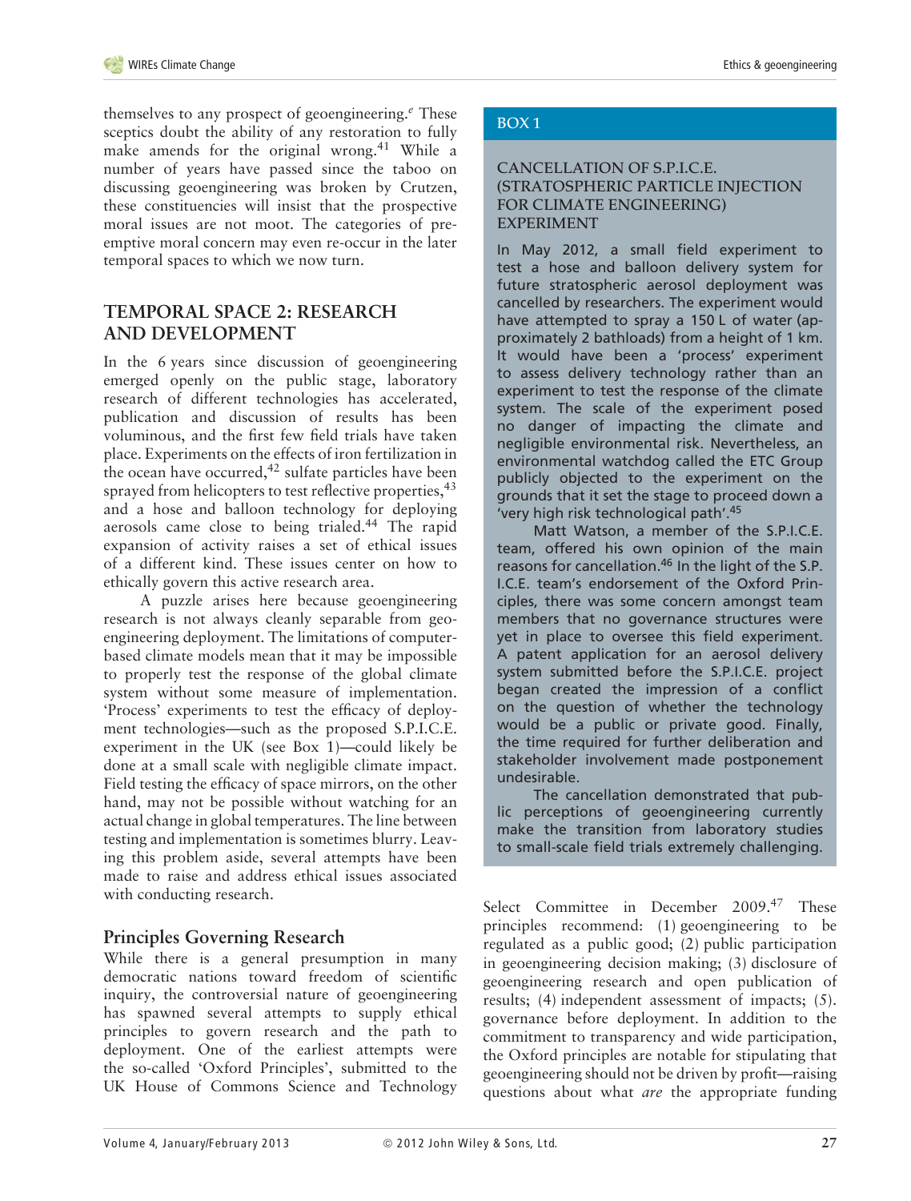themselves to any prospect of geoengineering.[e] These sceptics doubt the ability of any restoration to fully make amends for the original wrong.[41] While a number of years have passed since the taboo on discussing geoengineering was broken by Crutzen, these constituencies will insist that the prospective moral issues are not moot. The categories of pre-emptive moral concern may even re-occur in the later temporal spaces to which we now turn.

## TEMPORAL SPACE 2: RESEARCH AND DEVELOPMENT

In the 6 years since discussion of geoengineering emerged openly on the public stage, laboratory research of different technologies has accelerated, publication and discussion of results has been voluminous, and the first few field trials have taken place. Experiments on the effects of iron fertilization in the ocean have occurred,[42] sulfate particles have been sprayed from helicopters to test reflective properties,[43] and a hose and balloon technology for deploying aerosols came close to being trialed.[44] The rapid expansion of activity raises a set of ethical issues of a different kind. These issues center on how to ethically govern this active research area.

A puzzle arises here because geoengineering research is not always cleanly separable from geoengineering deployment. The limitations of computer-based climate models mean that it may be impossible to properly test the response of the global climate system without some measure of implementation. 'Process' experiments to test the efficacy of deployment technologies—such as the proposed S.P.I.C.E. experiment in the UK (see Box 1)—could likely be done at a small scale with negligible climate impact. Field testing the efficacy of space mirrors, on the other hand, may not be possible without watching for an actual change in global temperatures. The line between testing and implementation is sometimes blurry. Leaving this problem aside, several attempts have been made to raise and address ethical issues associated with conducting research.

### Principles Governing Research

While there is a general presumption in many democratic nations toward freedom of scientific inquiry, the controversial nature of geoengineering has spawned several attempts to supply ethical principles to govern research and the path to deployment. One of the earliest attempts were the so-called 'Oxford Principles', submitted to the UK House of Commons Science and Technology Select Committee in December 2009.[47] These principles recommend: (1) geoengineering to be regulated as a public good; (2) public participation in geoengineering decision making; (3) disclosure of geoengineering research and open publication of results; (4) independent assessment of impacts; (5). governance before deployment. In addition to the commitment to transparency and wide participation, the Oxford principles are notable for stipulating that geoengineering should not be driven by profit—raising questions about what *are* the appropriate funding

> **BOX 1**
>
> **CANCELLATION OF S.P.I.C.E. (STRATOSPHERIC PARTICLE INJECTION FOR CLIMATE ENGINEERING) EXPERIMENT**
>
> In May 2012, a small field experiment to test a hose and balloon delivery system for future stratospheric aerosol deployment was cancelled by researchers. The experiment would have attempted to spray a 150 L of water (approximately 2 bathloads) from a height of 1 km. It would have been a 'process' experiment to assess delivery technology rather than an experiment to test the response of the climate system. The scale of the experiment posed no danger of impacting the climate and negligible environmental risk. Nevertheless, an environmental watchdog called the ETC Group publicly objected to the experiment on the grounds that it set the stage to proceed down a 'very high risk technological path'.[45]
>
> Matt Watson, a member of the S.P.I.C.E. team, offered his own opinion of the main reasons for cancellation.[46] In the light of the S.P.I.C.E. team's endorsement of the Oxford Principles, there was some concern amongst team members that no governance structures were yet in place to oversee this field experiment. A patent application for an aerosol delivery system submitted before the S.P.I.C.E. project began created the impression of a conflict on the question of whether the technology would be a public or private good. Finally, the time required for further deliberation and stakeholder involvement made postponement undesirable.
>
> The cancellation demonstrated that public perceptions of geoengineering currently make the transition from laboratory studies to small-scale field trials extremely challenging.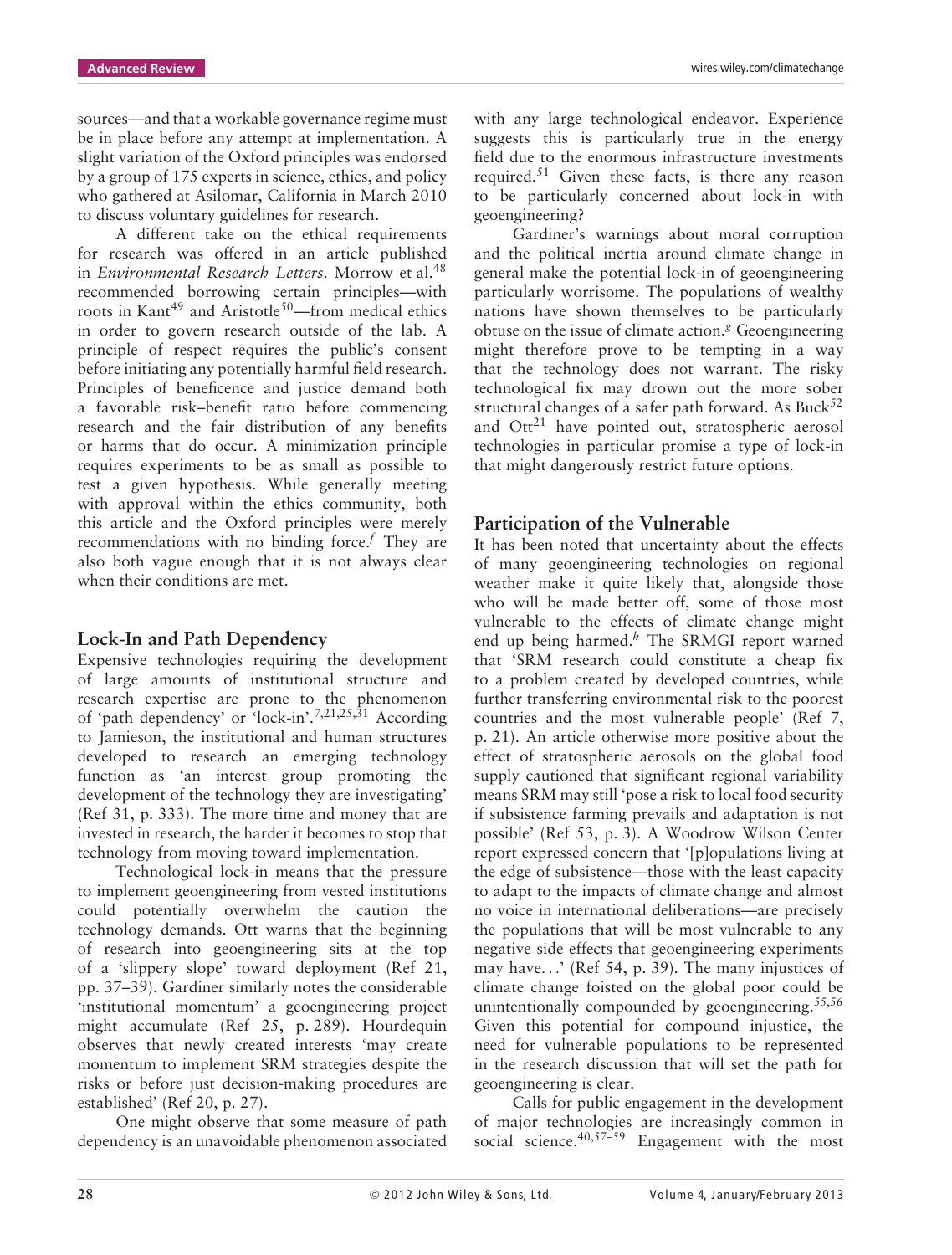sources—and that a workable governance regime must be in place before any attempt at implementation. A slight variation of the Oxford principles was endorsed by a group of 175 experts in science, ethics, and policy who gathered at Asilomar, California in March 2010 to discuss voluntary guidelines for research.

A different take on the ethical requirements for research was offered in an article published in *Environmental Research Letters*. Morrow et al.[48] recommended borrowing certain principles—with roots in Kant[49] and Aristotle[50]—from medical ethics in order to govern research outside of the lab. A principle of respect requires the public's consent before initiating any potentially harmful field research. Principles of beneficence and justice demand both a favorable risk–benefit ratio before commencing research and the fair distribution of any benefits or harms that do occur. A minimization principle requires experiments to be as small as possible to test a given hypothesis. While generally meeting with approval within the ethics community, both this article and the Oxford principles were merely recommendations with no binding force.[f] They are also both vague enough that it is not always clear when their conditions are met.

## Lock-In and Path Dependency

Expensive technologies requiring the development of large amounts of institutional structure and research expertise are prone to the phenomenon of 'path dependency' or 'lock-in'.[7,21,25,31] According to Jamieson, the institutional and human structures developed to research an emerging technology function as 'an interest group promoting the development of the technology they are investigating' (Ref 31, p. 333). The more time and money that are invested in research, the harder it becomes to stop that technology from moving toward implementation.

Technological lock-in means that the pressure to implement geoengineering from vested institutions could potentially overwhelm the caution the technology demands. Ott warns that the beginning of research into geoengineering sits at the top of a 'slippery slope' toward deployment (Ref 21, pp. 37–39). Gardiner similarly notes the considerable 'institutional momentum' a geoengineering project might accumulate (Ref 25, p. 289). Hourdequin observes that newly created interests 'may create momentum to implement SRM strategies despite the risks or before just decision-making procedures are established' (Ref 20, p. 27).

One might observe that some measure of path dependency is an unavoidable phenomenon associated with any large technological endeavor. Experience suggests this is particularly true in the energy field due to the enormous infrastructure investments required.[51] Given these facts, is there any reason to be particularly concerned about lock-in with geoengineering?

Gardiner's warnings about moral corruption and the political inertia around climate change in general make the potential lock-in of geoengineering particularly worrisome. The populations of wealthy nations have shown themselves to be particularly obtuse on the issue of climate action.[g] Geoengineering might therefore prove to be tempting in a way that the technology does not warrant. The risky technological fix may drown out the more sober structural changes of a safer path forward. As Buck[52] and Ott[21] have pointed out, stratospheric aerosol technologies in particular promise a type of lock-in that might dangerously restrict future options.

## Participation of the Vulnerable

It has been noted that uncertainty about the effects of many geoengineering technologies on regional weather make it quite likely that, alongside those who will be made better off, some of those most vulnerable to the effects of climate change might end up being harmed.[h] The SRMGI report warned that 'SRM research could constitute a cheap fix to a problem created by developed countries, while further transferring environmental risk to the poorest countries and the most vulnerable people' (Ref 7, p. 21). An article otherwise more positive about the effect of stratospheric aerosols on the global food supply cautioned that significant regional variability means SRM may still 'pose a risk to local food security if subsistence farming prevails and adaptation is not possible' (Ref 53, p. 3). A Woodrow Wilson Center report expressed concern that '[p]opulations living at the edge of subsistence—those with the least capacity to adapt to the impacts of climate change and almost no voice in international deliberations—are precisely the populations that will be most vulnerable to any negative side effects that geoengineering experiments may have...' (Ref 54, p. 39). The many injustices of climate change foisted on the global poor could be unintentionally compounded by geoengineering.[55,56] Given this potential for compound injustice, the need for vulnerable populations to be represented in the research discussion that will set the path for geoengineering is clear.

Calls for public engagement in the development of major technologies are increasingly common in social science.[40,57–59] Engagement with the most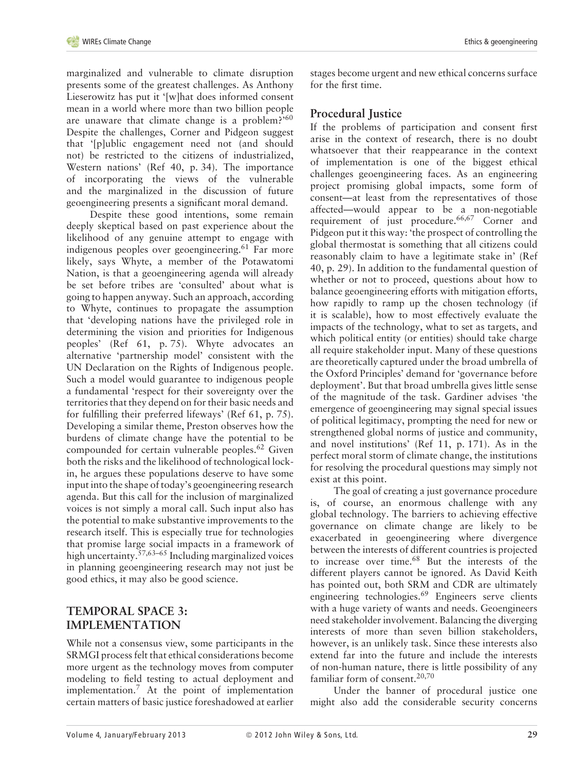marginalized and vulnerable to climate disruption presents some of the greatest challenges. As Anthony Lieserowitz has put it '[w]hat does informed consent mean in a world where more than two billion people are unaware that climate change is a problem?'[60] Despite the challenges, Corner and Pidgeon suggest that '[p]ublic engagement need not (and should not) be restricted to the citizens of industrialized, Western nations' (Ref 40, p. 34). The importance of incorporating the views of the vulnerable and the marginalized in the discussion of future geoengineering presents a significant moral demand.

Despite these good intentions, some remain deeply skeptical based on past experience about the likelihood of any genuine attempt to engage with indigenous peoples over geoengineering.[61] Far more likely, says Whyte, a member of the Potawatomi Nation, is that a geoengineering agenda will already be set before tribes are 'consulted' about what is going to happen anyway. Such an approach, according to Whyte, continues to propagate the assumption that 'developing nations have the privileged role in determining the vision and priorities for Indigenous peoples' (Ref 61, p. 75). Whyte advocates an alternative 'partnership model' consistent with the UN Declaration on the Rights of Indigenous people. Such a model would guarantee to indigenous people a fundamental 'respect for their sovereignty over the territories that they depend on for their basic needs and for fulfilling their preferred lifeways' (Ref 61, p. 75). Developing a similar theme, Preston observes how the burdens of climate change have the potential to be compounded for certain vulnerable peoples.[62] Given both the risks and the likelihood of technological lock-in, he argues these populations deserve to have some input into the shape of today's geoengineering research agenda. But this call for the inclusion of marginalized voices is not simply a moral call. Such input also has the potential to make substantive improvements to the research itself. This is especially true for technologies that promise large social impacts in a framework of high uncertainty.[57,63–65] Including marginalized voices in planning geoengineering research may not just be good ethics, it may also be good science.

## TEMPORAL SPACE 3: IMPLEMENTATION

While not a consensus view, some participants in the SRMGI process felt that ethical considerations become more urgent as the technology moves from computer modeling to field testing to actual deployment and implementation.[7] At the point of implementation certain matters of basic justice foreshadowed at earlier stages become urgent and new ethical concerns surface for the first time.

### Procedural Justice

If the problems of participation and consent first arise in the context of research, there is no doubt whatsoever that their reappearance in the context of implementation is one of the biggest ethical challenges geoengineering faces. As an engineering project promising global impacts, some form of consent—at least from the representatives of those affected—would appear to be a non-negotiable requirement of just procedure.[66,67] Corner and Pidgeon put it this way: 'the prospect of controlling the global thermostat is something that all citizens could reasonably claim to have a legitimate stake in' (Ref 40, p. 29). In addition to the fundamental question of whether or not to proceed, questions about how to balance geoengineering efforts with mitigation efforts, how rapidly to ramp up the chosen technology (if it is scalable), how to most effectively evaluate the impacts of the technology, what to set as targets, and which political entity (or entities) should take charge all require stakeholder input. Many of these questions are theoretically captured under the broad umbrella of the Oxford Principles' demand for 'governance before deployment'. But that broad umbrella gives little sense of the magnitude of the task. Gardiner advises 'the emergence of geoengineering may signal special issues of political legitimacy, prompting the need for new or strengthened global norms of justice and community, and novel institutions' (Ref 11, p. 171). As in the perfect moral storm of climate change, the institutions for resolving the procedural questions may simply not exist at this point.

The goal of creating a just governance procedure is, of course, an enormous challenge with any global technology. The barriers to achieving effective governance on climate change are likely to be exacerbated in geoengineering where divergence between the interests of different countries is projected to increase over time.[68] But the interests of the different players cannot be ignored. As David Keith has pointed out, both SRM and CDR are ultimately engineering technologies.[69] Engineers serve clients with a huge variety of wants and needs. Geoengineers need stakeholder involvement. Balancing the diverging interests of more than seven billion stakeholders, however, is an unlikely task. Since these interests also extend far into the future and include the interests of non-human nature, there is little possibility of any familiar form of consent.[20,70]

Under the banner of procedural justice one might also add the considerable security concerns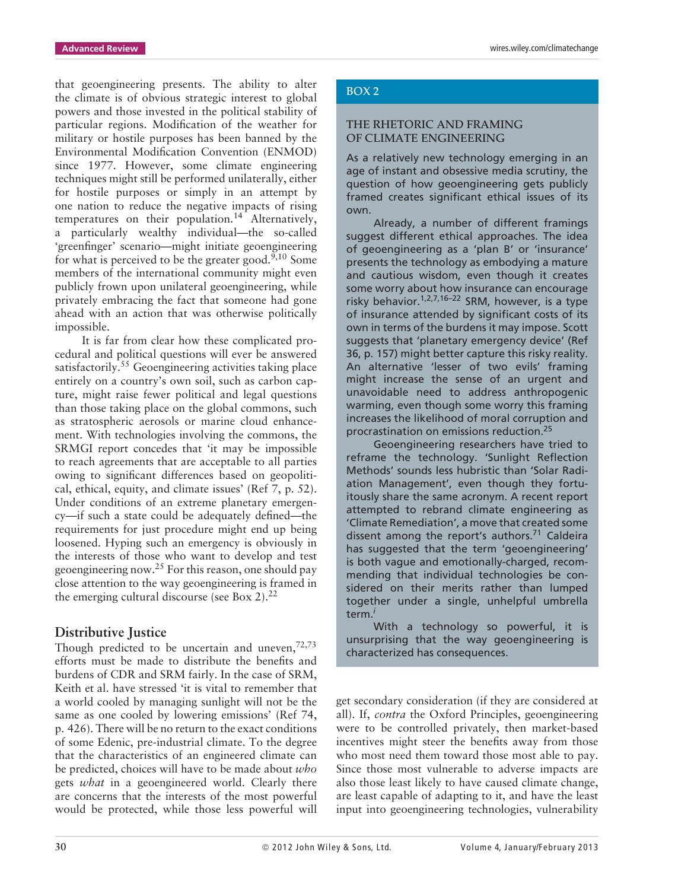that geoengineering presents. The ability to alter the climate is of obvious strategic interest to global powers and those invested in the political stability of particular regions. Modification of the weather for military or hostile purposes has been banned by the Environmental Modification Convention (ENMOD) since 1977. However, some climate engineering techniques might still be performed unilaterally, either for hostile purposes or simply in an attempt by one nation to reduce the negative impacts of rising temperatures on their population.[14] Alternatively, a particularly wealthy individual—the so-called 'greenfinger' scenario—might initiate geoengineering for what is perceived to be the greater good.[9,10] Some members of the international community might even publicly frown upon unilateral geoengineering, while privately embracing the fact that someone had gone ahead with an action that was otherwise politically impossible.

It is far from clear how these complicated procedural and political questions will ever be answered satisfactorily.[55] Geoengineering activities taking place entirely on a country's own soil, such as carbon capture, might raise fewer political and legal questions than those taking place on the global commons, such as stratospheric aerosols or marine cloud enhancement. With technologies involving the commons, the SRMGI report concedes that 'it may be impossible to reach agreements that are acceptable to all parties owing to significant differences based on geopolitical, ethical, equity, and climate issues' (Ref 7, p. 52). Under conditions of an extreme planetary emergency—if such a state could be adequately defined—the requirements for just procedure might end up being loosened. Hyping such an emergency is obviously in the interests of those who want to develop and test geoengineering now.[25] For this reason, one should pay close attention to the way geoengineering is framed in the emerging cultural discourse (see Box 2).[22]

## BOX 2

### THE RHETORIC AND FRAMING OF CLIMATE ENGINEERING

As a relatively new technology emerging in an age of instant and obsessive media scrutiny, the question of how geoengineering gets publicly framed creates significant ethical issues of its own.

Already, a number of different framings suggest different ethical approaches. The idea of geoengineering as a 'plan B' or 'insurance' presents the technology as embodying a mature and cautious wisdom, even though it creates some worry about how insurance can encourage risky behavior.[1,2,7,16–22] SRM, however, is a type of insurance attended by significant costs of its own in terms of the burdens it may impose. Scott suggests that 'planetary emergency device' (Ref 36, p. 157) might better capture this risky reality. An alternative 'lesser of two evils' framing might increase the sense of an urgent and unavoidable need to address anthropogenic warming, even though some worry this framing increases the likelihood of moral corruption and procrastination on emissions reduction.[25]

Geoengineering researchers have tried to reframe the technology. 'Sunlight Reflection Methods' sounds less hubristic than 'Solar Radiation Management', even though they fortuitously share the same acronym. A recent report attempted to rebrand climate engineering as 'Climate Remediation', a move that created some dissent among the report's authors.[71] Caldeira has suggested that the term 'geoengineering' is both vague and emotionally-charged, recommending that individual technologies be considered on their merits rather than lumped together under a single, unhelpful umbrella term.[i]

With a technology so powerful, it is unsurprising that the way geoengineering is characterized has consequences.

## Distributive Justice

Though predicted to be uncertain and uneven,[72,73] efforts must be made to distribute the benefits and burdens of CDR and SRM fairly. In the case of SRM, Keith et al. have stressed 'it is vital to remember that a world cooled by managing sunlight will not be the same as one cooled by lowering emissions' (Ref 74, p. 426). There will be no return to the exact conditions of some Edenic, pre-industrial climate. To the degree that the characteristics of an engineered climate can be predicted, choices will have to be made about *who* gets *what* in a geoengineered world. Clearly there are concerns that the interests of the most powerful would be protected, while those less powerful will get secondary consideration (if they are considered at all). If, *contra* the Oxford Principles, geoengineering were to be controlled privately, then market-based incentives might steer the benefits away from those who most need them toward those most able to pay. Since those most vulnerable to adverse impacts are also those least likely to have caused climate change, are least capable of adapting to it, and have the least input into geoengineering technologies, vulnerability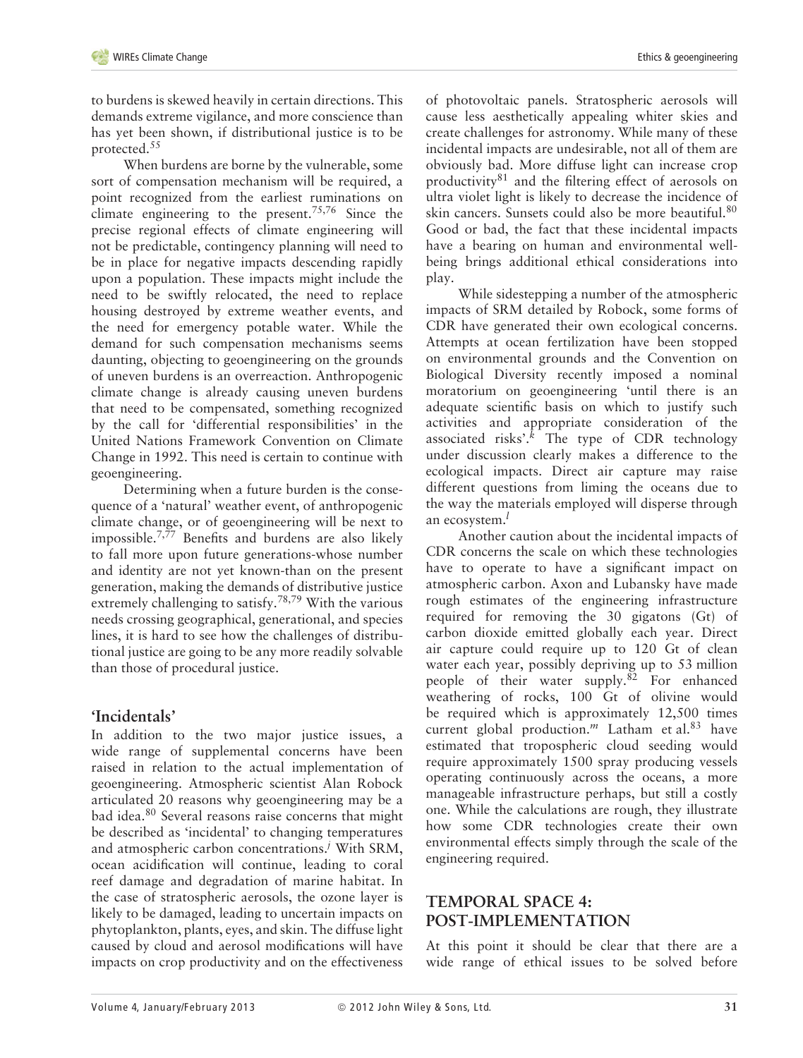to burdens is skewed heavily in certain directions. This demands extreme vigilance, and more conscience than has yet been shown, if distributional justice is to be protected.[55]

When burdens are borne by the vulnerable, some sort of compensation mechanism will be required, a point recognized from the earliest ruminations on climate engineering to the present.[75,76] Since the precise regional effects of climate engineering will not be predictable, contingency planning will need to be in place for negative impacts descending rapidly upon a population. These impacts might include the need to be swiftly relocated, the need to replace housing destroyed by extreme weather events, and the need for emergency potable water. While the demand for such compensation mechanisms seems daunting, objecting to geoengineering on the grounds of uneven burdens is an overreaction. Anthropogenic climate change is already causing uneven burdens that need to be compensated, something recognized by the call for 'differential responsibilities' in the United Nations Framework Convention on Climate Change in 1992. This need is certain to continue with geoengineering.

Determining when a future burden is the consequence of a 'natural' weather event, of anthropogenic climate change, or of geoengineering will be next to impossible.[7,77] Benefits and burdens are also likely to fall more upon future generations-whose number and identity are not yet known-than on the present generation, making the demands of distributive justice extremely challenging to satisfy.[78,79] With the various needs crossing geographical, generational, and species lines, it is hard to see how the challenges of distributional justice are going to be any more readily solvable than those of procedural justice.

### 'Incidentals'

In addition to the two major justice issues, a wide range of supplemental concerns have been raised in relation to the actual implementation of geoengineering. Atmospheric scientist Alan Robock articulated 20 reasons why geoengineering may be a bad idea.[80] Several reasons raise concerns that might be described as 'incidental' to changing temperatures and atmospheric carbon concentrations.[j] With SRM, ocean acidification will continue, leading to coral reef damage and degradation of marine habitat. In the case of stratospheric aerosols, the ozone layer is likely to be damaged, leading to uncertain impacts on phytoplankton, plants, eyes, and skin. The diffuse light caused by cloud and aerosol modifications will have impacts on crop productivity and on the effectiveness of photovoltaic panels. Stratospheric aerosols will cause less aesthetically appealing whiter skies and create challenges for astronomy. While many of these incidental impacts are undesirable, not all of them are obviously bad. More diffuse light can increase crop productivity[81] and the filtering effect of aerosols on ultra violet light is likely to decrease the incidence of skin cancers. Sunsets could also be more beautiful.[80] Good or bad, the fact that these incidental impacts have a bearing on human and environmental well-being brings additional ethical considerations into play.

While sidestepping a number of the atmospheric impacts of SRM detailed by Robock, some forms of CDR have generated their own ecological concerns. Attempts at ocean fertilization have been stopped on environmental grounds and the Convention on Biological Diversity recently imposed a nominal moratorium on geoengineering 'until there is an adequate scientific basis on which to justify such activities and appropriate consideration of the associated risks'.[k] The type of CDR technology under discussion clearly makes a difference to the ecological impacts. Direct air capture may raise different questions from liming the oceans due to the way the materials employed will disperse through an ecosystem.[l]

Another caution about the incidental impacts of CDR concerns the scale on which these technologies have to operate to have a significant impact on atmospheric carbon. Axon and Lubansky have made rough estimates of the engineering infrastructure required for removing the 30 gigatons (Gt) of carbon dioxide emitted globally each year. Direct air capture could require up to 120 Gt of clean water each year, possibly depriving up to 53 million people of their water supply.[82] For enhanced weathering of rocks, 100 Gt of olivine would be required which is approximately 12,500 times current global production.[m] Latham et al.[83] have estimated that tropospheric cloud seeding would require approximately 1500 spray producing vessels operating continuously across the oceans, a more manageable infrastructure perhaps, but still a costly one. While the calculations are rough, they illustrate how some CDR technologies create their own environmental effects simply through the scale of the engineering required.

## TEMPORAL SPACE 4: POST-IMPLEMENTATION

At this point it should be clear that there are a wide range of ethical issues to be solved before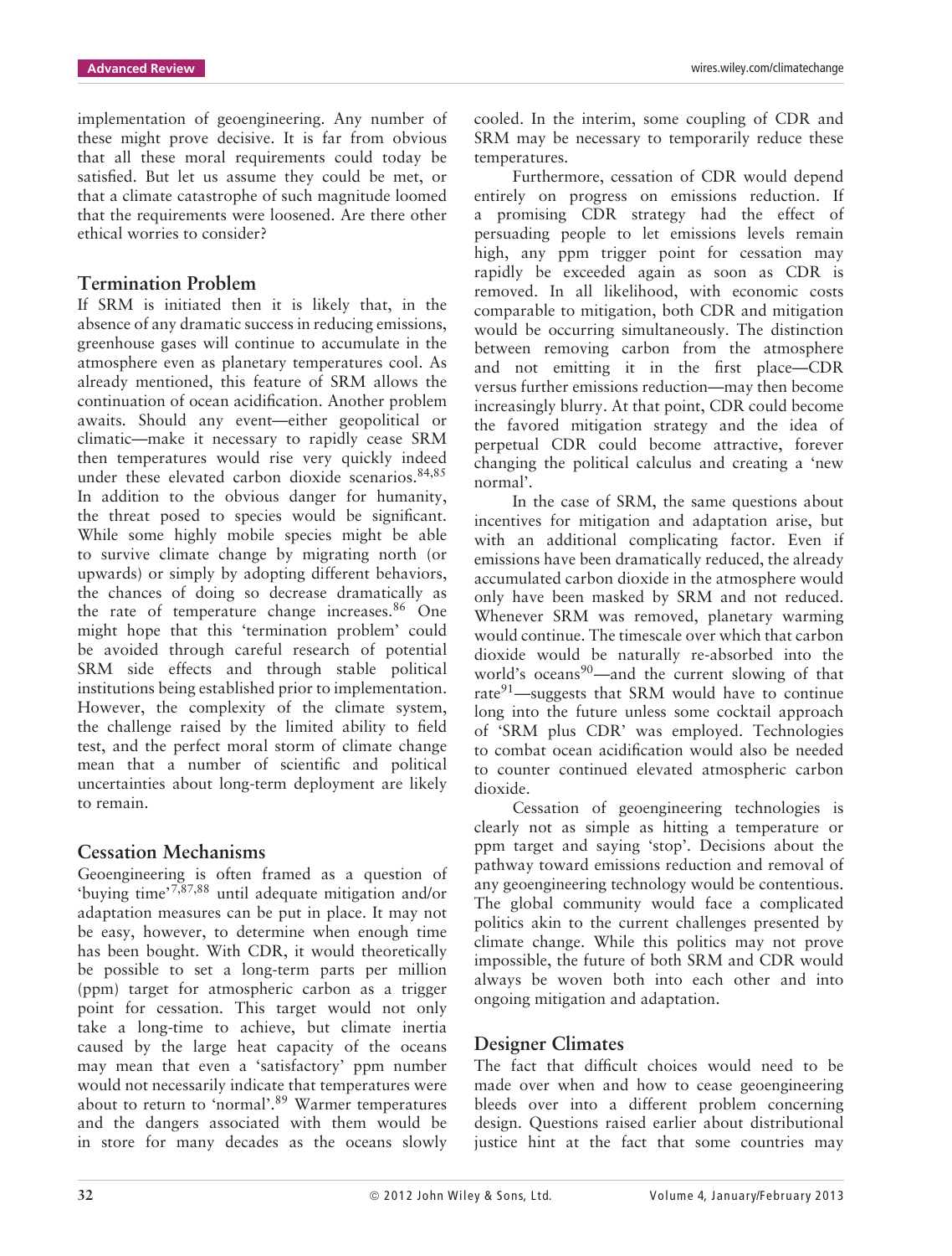implementation of geoengineering. Any number of these might prove decisive. It is far from obvious that all these moral requirements could today be satisfied. But let us assume they could be met, or that a climate catastrophe of such magnitude loomed that the requirements were loosened. Are there other ethical worries to consider?

## Termination Problem

If SRM is initiated then it is likely that, in the absence of any dramatic success in reducing emissions, greenhouse gases will continue to accumulate in the atmosphere even as planetary temperatures cool. As already mentioned, this feature of SRM allows the continuation of ocean acidification. Another problem awaits. Should any event—either geopolitical or climatic—make it necessary to rapidly cease SRM then temperatures would rise very quickly indeed under these elevated carbon dioxide scenarios.[84,85] In addition to the obvious danger for humanity, the threat posed to species would be significant. While some highly mobile species might be able to survive climate change by migrating north (or upwards) or simply by adopting different behaviors, the chances of doing so decrease dramatically as the rate of temperature change increases.[86] One might hope that this 'termination problem' could be avoided through careful research of potential SRM side effects and through stable political institutions being established prior to implementation. However, the complexity of the climate system, the challenge raised by the limited ability to field test, and the perfect moral storm of climate change mean that a number of scientific and political uncertainties about long-term deployment are likely to remain.

## Cessation Mechanisms

Geoengineering is often framed as a question of 'buying time'[7,87,88] until adequate mitigation and/or adaptation measures can be put in place. It may not be easy, however, to determine when enough time has been bought. With CDR, it would theoretically be possible to set a long-term parts per million (ppm) target for atmospheric carbon as a trigger point for cessation. This target would not only take a long-time to achieve, but climate inertia caused by the large heat capacity of the oceans may mean that even a 'satisfactory' ppm number would not necessarily indicate that temperatures were about to return to 'normal'.[89] Warmer temperatures and the dangers associated with them would be in store for many decades as the oceans slowly cooled. In the interim, some coupling of CDR and SRM may be necessary to temporarily reduce these temperatures.

Furthermore, cessation of CDR would depend entirely on progress on emissions reduction. If a promising CDR strategy had the effect of persuading people to let emissions levels remain high, any ppm trigger point for cessation may rapidly be exceeded again as soon as CDR is removed. In all likelihood, with economic costs comparable to mitigation, both CDR and mitigation would be occurring simultaneously. The distinction between removing carbon from the atmosphere and not emitting it in the first place—CDR versus further emissions reduction—may then become increasingly blurry. At that point, CDR could become the favored mitigation strategy and the idea of perpetual CDR could become attractive, forever changing the political calculus and creating a 'new normal'.

In the case of SRM, the same questions about incentives for mitigation and adaptation arise, but with an additional complicating factor. Even if emissions have been dramatically reduced, the already accumulated carbon dioxide in the atmosphere would only have been masked by SRM and not reduced. Whenever SRM was removed, planetary warming would continue. The timescale over which that carbon dioxide would be naturally re-absorbed into the world's oceans[90]—and the current slowing of that rate[91]—suggests that SRM would have to continue long into the future unless some cocktail approach of 'SRM plus CDR' was employed. Technologies to combat ocean acidification would also be needed to counter continued elevated atmospheric carbon dioxide.

Cessation of geoengineering technologies is clearly not as simple as hitting a temperature or ppm target and saying 'stop'. Decisions about the pathway toward emissions reduction and removal of any geoengineering technology would be contentious. The global community would face a complicated politics akin to the current challenges presented by climate change. While this politics may not prove impossible, the future of both SRM and CDR would always be woven both into each other and into ongoing mitigation and adaptation.

## Designer Climates

The fact that difficult choices would need to be made over when and how to cease geoengineering bleeds over into a different problem concerning design. Questions raised earlier about distributional justice hint at the fact that some countries may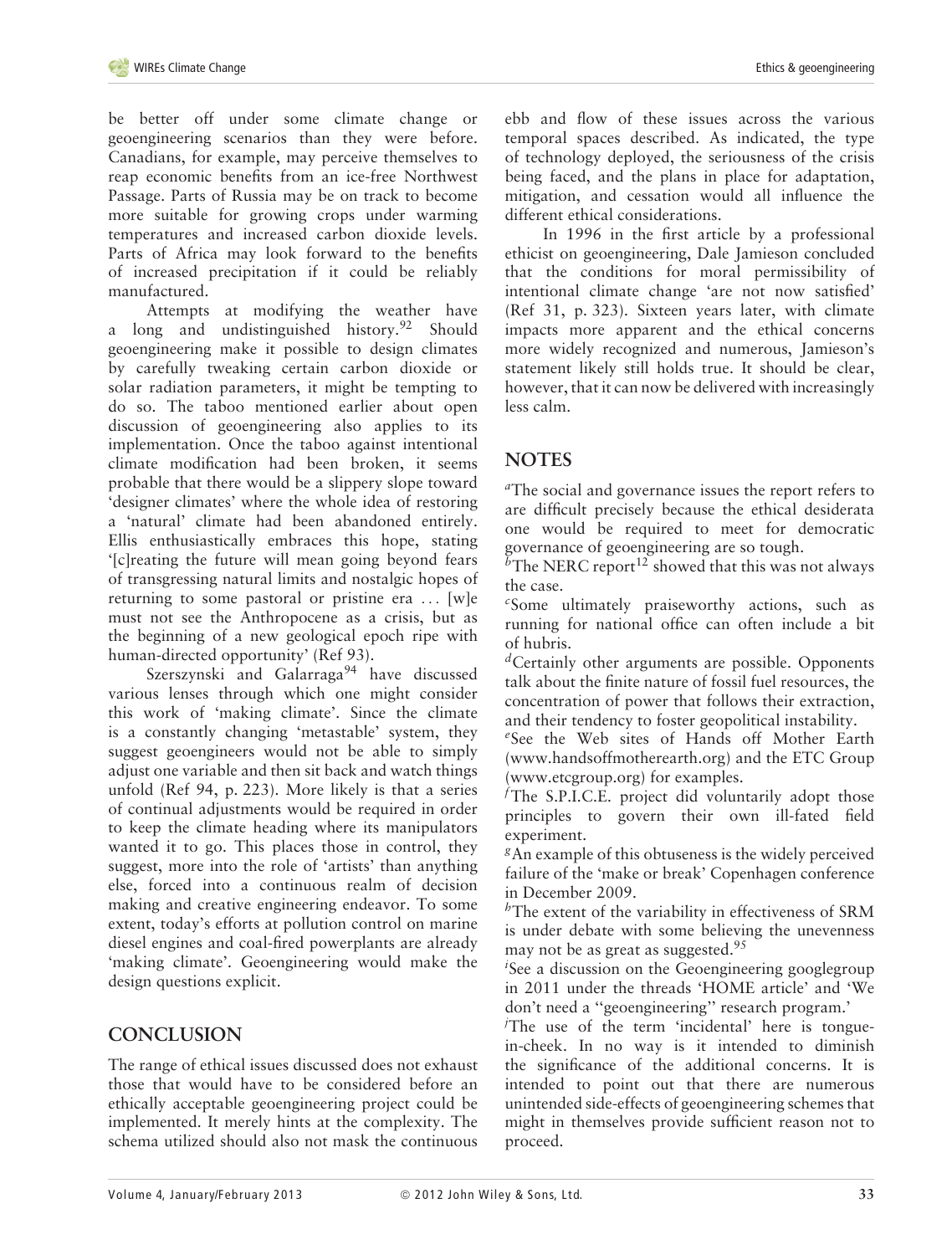be better off under some climate change or geoengineering scenarios than they were before. Canadians, for example, may perceive themselves to reap economic benefits from an ice-free Northwest Passage. Parts of Russia may be on track to become more suitable for growing crops under warming temperatures and increased carbon dioxide levels. Parts of Africa may look forward to the benefits of increased precipitation if it could be reliably manufactured.

Attempts at modifying the weather have a long and undistinguished history.[92] Should geoengineering make it possible to design climates by carefully tweaking certain carbon dioxide or solar radiation parameters, it might be tempting to do so. The taboo mentioned earlier about open discussion of geoengineering also applies to its implementation. Once the taboo against intentional climate modification had been broken, it seems probable that there would be a slippery slope toward 'designer climates' where the whole idea of restoring a 'natural' climate had been abandoned entirely. Ellis enthusiastically embraces this hope, stating '[c]reating the future will mean going beyond fears of transgressing natural limits and nostalgic hopes of returning to some pastoral or pristine era ... [w]e must not see the Anthropocene as a crisis, but as the beginning of a new geological epoch ripe with human-directed opportunity' (Ref 93).

Szerszynski and Galarraga[94] have discussed various lenses through which one might consider this work of 'making climate'. Since the climate is a constantly changing 'metastable' system, they suggest geoengineers would not be able to simply adjust one variable and then sit back and watch things unfold (Ref 94, p. 223). More likely is that a series of continual adjustments would be required in order to keep the climate heading where its manipulators wanted it to go. This places those in control, they suggest, more into the role of 'artists' than anything else, forced into a continuous realm of decision making and creative engineering endeavor. To some extent, today's efforts at pollution control on marine diesel engines and coal-fired powerplants are already 'making climate'. Geoengineering would make the design questions explicit.

## CONCLUSION

The range of ethical issues discussed does not exhaust those that would have to be considered before an ethically acceptable geoengineering project could be implemented. It merely hints at the complexity. The schema utilized should also not mask the continuous ebb and flow of these issues across the various temporal spaces described. As indicated, the type of technology deployed, the seriousness of the crisis being faced, and the plans in place for adaptation, mitigation, and cessation would all influence the different ethical considerations.

In 1996 in the first article by a professional ethicist on geoengineering, Dale Jamieson concluded that the conditions for moral permissibility of intentional climate change 'are not now satisfied' (Ref 31, p. 323). Sixteen years later, with climate impacts more apparent and the ethical concerns more widely recognized and numerous, Jamieson's statement likely still holds true. It should be clear, however, that it can now be delivered with increasingly less calm.

## NOTES

[a] The social and governance issues the report refers to are difficult precisely because the ethical desiderata one would be required to meet for democratic governance of geoengineering are so tough.

[b] The NERC report[12] showed that this was not always the case.

[c] Some ultimately praiseworthy actions, such as running for national office can often include a bit of hubris.

[d] Certainly other arguments are possible. Opponents talk about the finite nature of fossil fuel resources, the concentration of power that follows their extraction, and their tendency to foster geopolitical instability.

[e] See the Web sites of Hands off Mother Earth (www.handsoffmotherearth.org) and the ETC Group (www.etcgroup.org) for examples.

[f] The S.P.I.C.E. project did voluntarily adopt those principles to govern their own ill-fated field experiment.

[g] An example of this obtuseness is the widely perceived failure of the 'make or break' Copenhagen conference in December 2009.

[h] The extent of the variability in effectiveness of SRM is under debate with some believing the unevenness may not be as great as suggested.[95]

[i] See a discussion on the Geoengineering googlegroup in 2011 under the threads 'HOME article' and 'We don't need a "geoengineering" research program.'

[j] The use of the term 'incidental' here is tongue-in-cheek. In no way is it intended to diminish the significance of the additional concerns. It is intended to point out that there are numerous unintended side-effects of geoengineering schemes that might in themselves provide sufficient reason not to proceed.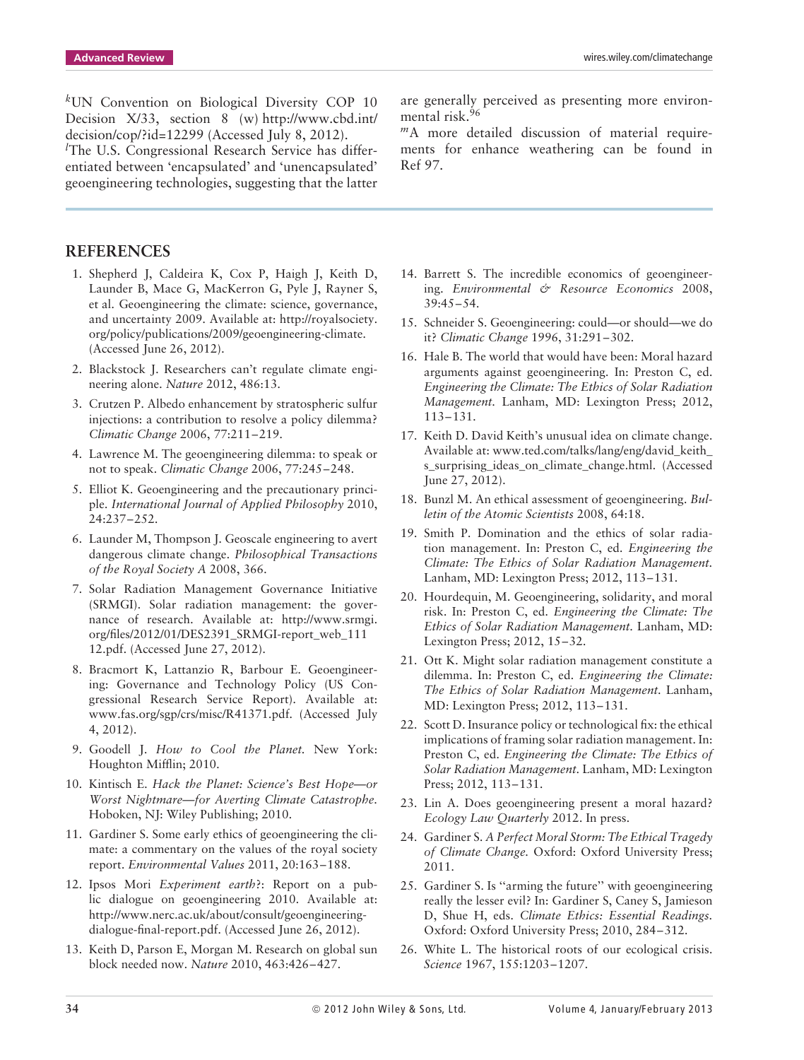[k]UN Convention on Biological Diversity COP 10 Decision X/33, section 8 (w) http://www.cbd.int/decision/cop/?id=12299 (Accessed July 8, 2012).

[l]The U.S. Congressional Research Service has differentiated between 'encapsulated' and 'unencapsulated' geoengineering technologies, suggesting that the latter are generally perceived as presenting more environmental risk.[96]

[m]A more detailed discussion of material requirements for enhance weathering can be found in Ref 97.

## REFERENCES

1. Shepherd J, Caldeira K, Cox P, Haigh J, Keith D, Launder B, Mace G, MacKerron G, Pyle J, Rayner S, et al. Geoengineering the climate: science, governance, and uncertainty 2009. Available at: http://royalsociety.org/policy/publications/2009/geoengineering-climate. (Accessed June 26, 2012).
2. Blackstock J. Researchers can't regulate climate engineering alone. *Nature* 2012, 486:13.
3. Crutzen P. Albedo enhancement by stratospheric sulfur injections: a contribution to resolve a policy dilemma? *Climatic Change* 2006, 77:211–219.
4. Lawrence M. The geoengineering dilemma: to speak or not to speak. *Climatic Change* 2006, 77:245–248.
5. Elliot K. Geoengineering and the precautionary principle. *International Journal of Applied Philosophy* 2010, 24:237–252.
6. Launder M, Thompson J. Geoscale engineering to avert dangerous climate change. *Philosophical Transactions of the Royal Society A* 2008, 366.
7. Solar Radiation Management Governance Initiative (SRMGI). Solar radiation management: the governance of research. Available at: http://www.srmgi.org/files/2012/01/DES2391_SRMGI-report_web_11112.pdf. (Accessed June 27, 2012).
8. Bracmort K, Lattanzio R, Barbour E. Geoengineering: Governance and Technology Policy (US Congressional Research Service Report). Available at: www.fas.org/sgp/crs/misc/R41371.pdf. (Accessed July 4, 2012).
9. Goodell J. *How to Cool the Planet.* New York: Houghton Mifflin; 2010.
10. Kintisch E. *Hack the Planet: Science's Best Hope—or Worst Nightmare—for Averting Climate Catastrophe.* Hoboken, NJ: Wiley Publishing; 2010.
11. Gardiner S. Some early ethics of geoengineering the climate: a commentary on the values of the royal society report. *Environmental Values* 2011, 20:163–188.
12. Ipsos Mori *Experiment earth*?: Report on a public dialogue on geoengineering 2010. Available at: http://www.nerc.ac.uk/about/consult/geoengineering-dialogue-final-report.pdf. (Accessed June 26, 2012).
13. Keith D, Parson E, Morgan M. Research on global sun block needed now. *Nature* 2010, 463:426–427.
14. Barrett S. The incredible economics of geoengineering. *Environmental & Resource Economics* 2008, 39:45–54.
15. Schneider S. Geoengineering: could—or should—we do it? *Climatic Change* 1996, 31:291–302.
16. Hale B. The world that would have been: Moral hazard arguments against geoengineering. In: Preston C, ed. *Engineering the Climate: The Ethics of Solar Radiation Management.* Lanham, MD: Lexington Press; 2012, 113–131.
17. Keith D. David Keith's unusual idea on climate change. Available at: www.ted.com/talks/lang/eng/david_keith_s_surprising_ideas_on_climate_change.html. (Accessed June 27, 2012).
18. Bunzl M. An ethical assessment of geoengineering. *Bulletin of the Atomic Scientists* 2008, 64:18.
19. Smith P. Domination and the ethics of solar radiation management. In: Preston C, ed. *Engineering the Climate: The Ethics of Solar Radiation Management.* Lanham, MD: Lexington Press; 2012, 113–131.
20. Hourdequin, M. Geoengineering, solidarity, and moral risk. In: Preston C, ed. *Engineering the Climate: The Ethics of Solar Radiation Management.* Lanham, MD: Lexington Press; 2012, 15–32.
21. Ott K. Might solar radiation management constitute a dilemma. In: Preston C, ed. *Engineering the Climate: The Ethics of Solar Radiation Management.* Lanham, MD: Lexington Press; 2012, 113–131.
22. Scott D. Insurance policy or technological fix: the ethical implications of framing solar radiation management. In: Preston C, ed. *Engineering the Climate: The Ethics of Solar Radiation Management.* Lanham, MD: Lexington Press; 2012, 113–131.
23. Lin A. Does geoengineering present a moral hazard? *Ecology Law Quarterly* 2012. In press.
24. Gardiner S. *A Perfect Moral Storm: The Ethical Tragedy of Climate Change.* Oxford: Oxford University Press; 2011.
25. Gardiner S. Is "arming the future" with geoengineering really the lesser evil? In: Gardiner S, Caney S, Jamieson D, Shue H, eds. *Climate Ethics: Essential Readings.* Oxford: Oxford University Press; 2010, 284–312.
26. White L. The historical roots of our ecological crisis. *Science* 1967, 155:1203–1207.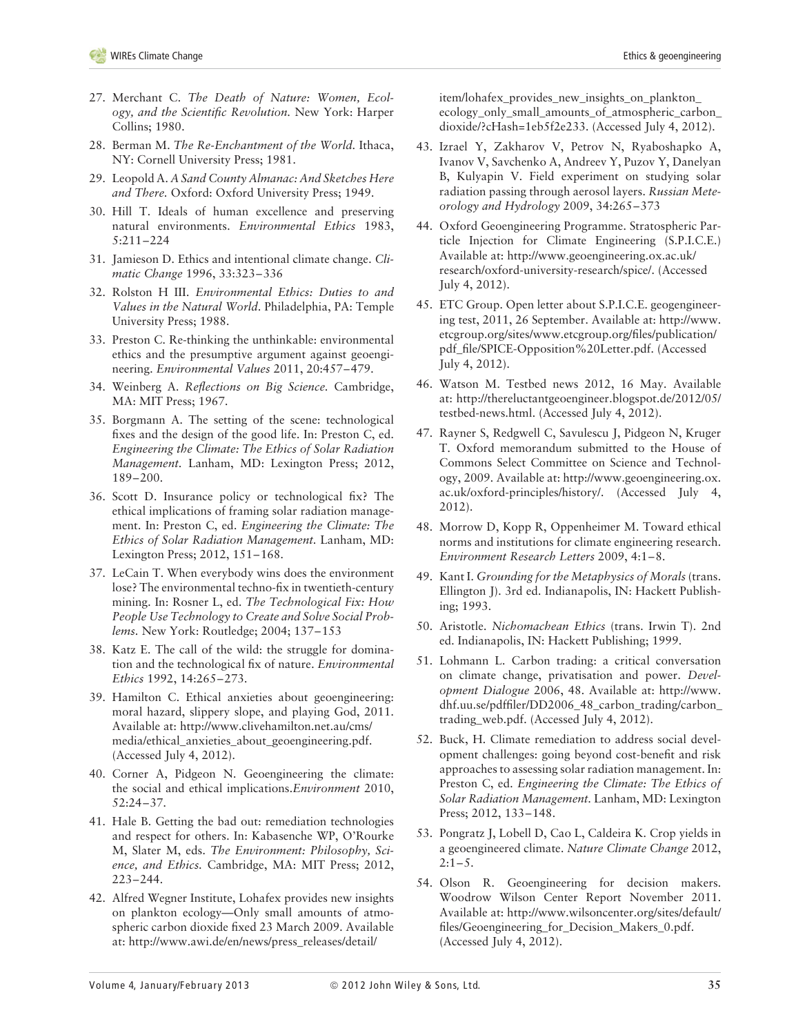27. Merchant C. *The Death of Nature: Women, Ecology, and the Scientific Revolution.* New York: Harper Collins; 1980.
28. Berman M. *The Re-Enchantment of the World.* Ithaca, NY: Cornell University Press; 1981.
29. Leopold A. *A Sand County Almanac: And Sketches Here and There.* Oxford: Oxford University Press; 1949.
30. Hill T. Ideals of human excellence and preserving natural environments. *Environmental Ethics* 1983, 5:211–224
31. Jamieson D. Ethics and intentional climate change. *Climatic Change* 1996, 33:323–336
32. Rolston H III. *Environmental Ethics: Duties to and Values in the Natural World.* Philadelphia, PA: Temple University Press; 1988.
33. Preston C. Re-thinking the unthinkable: environmental ethics and the presumptive argument against geoengineering. *Environmental Values* 2011, 20:457–479.
34. Weinberg A. *Reflections on Big Science.* Cambridge, MA: MIT Press; 1967.
35. Borgmann A. The setting of the scene: technological fixes and the design of the good life. In: Preston C, ed. *Engineering the Climate: The Ethics of Solar Radiation Management.* Lanham, MD: Lexington Press; 2012, 189–200.
36. Scott D. Insurance policy or technological fix? The ethical implications of framing solar radiation management. In: Preston C, ed. *Engineering the Climate: The Ethics of Solar Radiation Management.* Lanham, MD: Lexington Press; 2012, 151–168.
37. LeCain T. When everybody wins does the environment lose? The environmental techno-fix in twentieth-century mining. In: Rosner L, ed. *The Technological Fix: How People Use Technology to Create and Solve Social Problems.* New York: Routledge; 2004; 137–153
38. Katz E. The call of the wild: the struggle for domination and the technological fix of nature. *Environmental Ethics* 1992, 14:265–273.
39. Hamilton C. Ethical anxieties about geoengineering: moral hazard, slippery slope, and playing God, 2011. Available at: http://www.clivehamilton.net.au/cms/media/ethical_anxieties_about_geoengineering.pdf. (Accessed July 4, 2012).
40. Corner A, Pidgeon N. Geoengineering the climate: the social and ethical implications.*Environment* 2010, 52:24–37.
41. Hale B. Getting the bad out: remediation technologies and respect for others. In: Kabasenche WP, O'Rourke M, Slater M, eds. *The Environment: Philosophy, Science, and Ethics.* Cambridge, MA: MIT Press; 2012, 223–244.
42. Alfred Wegner Institute, Lohafex provides new insights on plankton ecology—Only small amounts of atmospheric carbon dioxide fixed 23 March 2009. Available at: http://www.awi.de/en/news/press_releases/detail/item/lohafex_provides_new_insights_on_plankton_ecology_only_small_amounts_of_atmospheric_carbon_dioxide/?cHash=1eb5f2e233. (Accessed July 4, 2012).
43. Izrael Y, Zakharov V, Petrov N, Ryaboshapko A, Ivanov V, Savchenko A, Andreev Y, Puzov Y, Danelyan B, Kulyapin V. Field experiment on studying solar radiation passing through aerosol layers. *Russian Meteorology and Hydrology* 2009, 34:265–373
44. Oxford Geoengineering Programme. Stratospheric Particle Injection for Climate Engineering (S.P.I.C.E.) Available at: http://www.geoengineering.ox.ac.uk/research/oxford-university-research/spice/. (Accessed July 4, 2012).
45. ETC Group. Open letter about S.P.I.C.E. geogengineering test, 2011, 26 September. Available at: http://www.etcgroup.org/sites/www.etcgroup.org/files/publication/pdf_file/SPICE-Opposition%20Letter.pdf. (Accessed July 4, 2012).
46. Watson M. Testbed news 2012, 16 May. Available at: http://thereluctantgeoengineer.blogspot.de/2012/05/testbed-news.html. (Accessed July 4, 2012).
47. Rayner S, Redgwell C, Savulescu J, Pidgeon N, Kruger T. Oxford memorandum submitted to the House of Commons Select Committee on Science and Technology, 2009. Available at: http://www.geoengineering.ox.ac.uk/oxford-principles/history/. (Accessed July 4, 2012).
48. Morrow D, Kopp R, Oppenheimer M. Toward ethical norms and institutions for climate engineering research. *Environment Research Letters* 2009, 4:1–8.
49. Kant I. *Grounding for the Metaphysics of Morals* (trans. Ellington J). 3rd ed. Indianapolis, IN: Hackett Publishing; 1993.
50. Aristotle. *Nichomachean Ethics* (trans. Irwin T). 2nd ed. Indianapolis, IN: Hackett Publishing; 1999.
51. Lohmann L. Carbon trading: a critical conversation on climate change, privatisation and power. *Development Dialogue* 2006, 48. Available at: http://www.dhf.uu.se/pdffiler/DD2006_48_carbon_trading/carbon_trading_web.pdf. (Accessed July 4, 2012).
52. Buck, H. Climate remediation to address social development challenges: going beyond cost-benefit and risk approaches to assessing solar radiation management. In: Preston C, ed. *Engineering the Climate: The Ethics of Solar Radiation Management.* Lanham, MD: Lexington Press; 2012, 133–148.
53. Pongratz J, Lobell D, Cao L, Caldeira K. Crop yields in a geoengineered climate. *Nature Climate Change* 2012, 2:1–5.
54. Olson R. Geoengineering for decision makers. Woodrow Wilson Center Report November 2011. Available at: http://www.wilsoncenter.org/sites/default/files/Geoengineering_for_Decision_Makers_0.pdf. (Accessed July 4, 2012).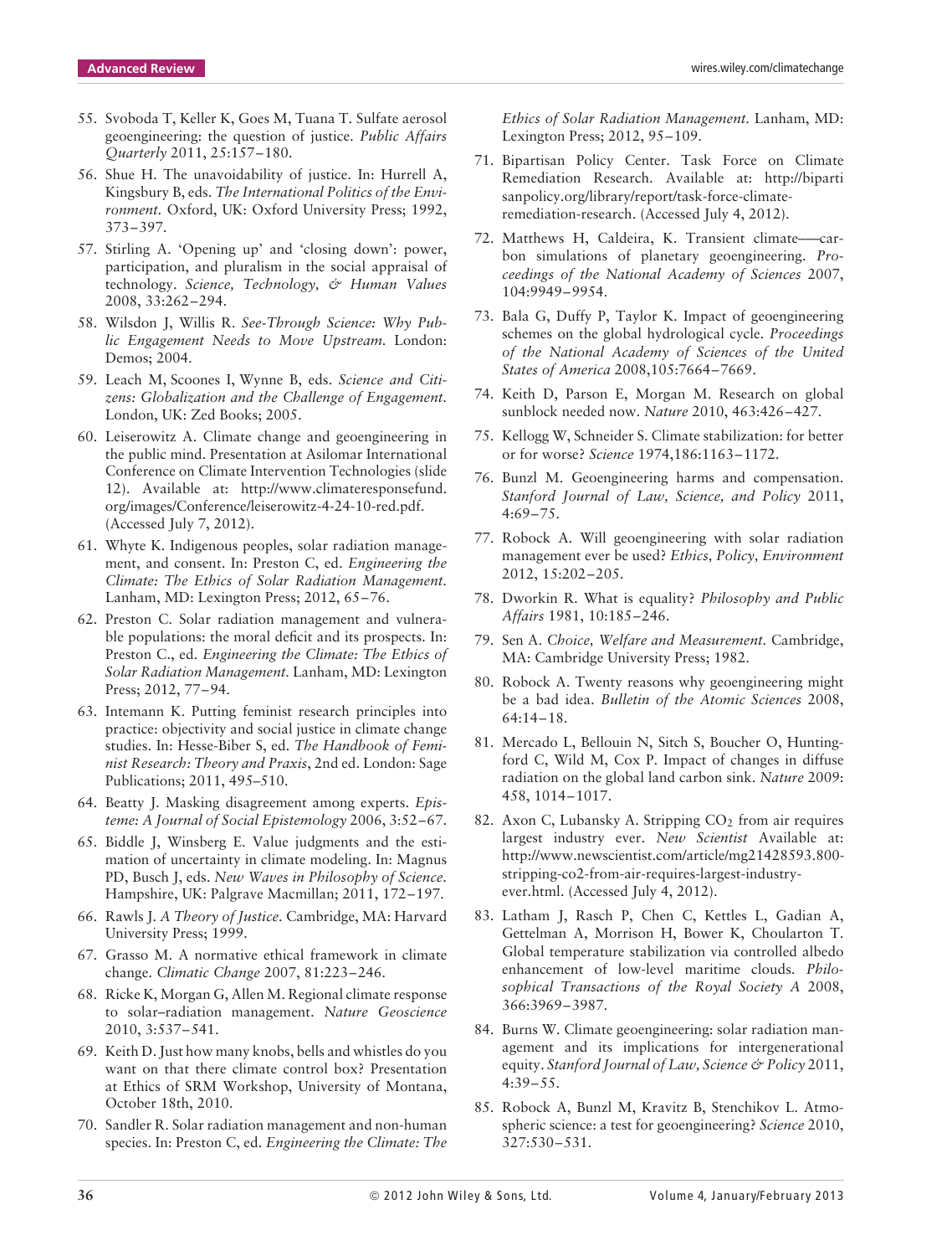55. Svoboda T, Keller K, Goes M, Tuana T. Sulfate aerosol geoengineering: the question of justice. *Public Affairs Quarterly* 2011, 25:157–180.

56. Shue H. The unavoidability of justice. In: Hurrell A, Kingsbury B, eds. *The International Politics of the Environment*. Oxford, UK: Oxford University Press; 1992, 373–397.

57. Stirling A. 'Opening up' and 'closing down': power, participation, and pluralism in the social appraisal of technology. *Science, Technology, & Human Values* 2008, 33:262–294.

58. Wilsdon J, Willis R. *See-Through Science: Why Public Engagement Needs to Move Upstream*. London: Demos; 2004.

59. Leach M, Scoones I, Wynne B, eds. *Science and Citizens: Globalization and the Challenge of Engagement*. London, UK: Zed Books; 2005.

60. Leiserowitz A. Climate change and geoengineering in the public mind. Presentation at Asilomar International Conference on Climate Intervention Technologies (slide 12). Available at: http://www.climateresponsefund.org/images/Conference/leiserowitz-4-24-10-red.pdf. (Accessed July 7, 2012).

61. Whyte K. Indigenous peoples, solar radiation management, and consent. In: Preston C, ed. *Engineering the Climate: The Ethics of Solar Radiation Management*. Lanham, MD: Lexington Press; 2012, 65–76.

62. Preston C. Solar radiation management and vulnerable populations: the moral deficit and its prospects. In: Preston C., ed. *Engineering the Climate: The Ethics of Solar Radiation Management*. Lanham, MD: Lexington Press; 2012, 77–94.

63. Intemann K. Putting feminist research principles into practice: objectivity and social justice in climate change studies. In: Hesse-Biber S, ed. *The Handbook of Feminist Research: Theory and Praxis*, 2nd ed. London: Sage Publications; 2011, 495–510.

64. Beatty J. Masking disagreement among experts. *Episteme: A Journal of Social Epistemology* 2006, 3:52–67.

65. Biddle J, Winsberg E. Value judgments and the estimation of uncertainty in climate modeling. In: Magnus PD, Busch J, eds. *New Waves in Philosophy of Science*. Hampshire, UK: Palgrave Macmillan; 2011, 172–197.

66. Rawls J. *A Theory of Justice*. Cambridge, MA: Harvard University Press; 1999.

67. Grasso M. A normative ethical framework in climate change. *Climatic Change* 2007, 81:223–246.

68. Ricke K, Morgan G, Allen M. Regional climate response to solar–radiation management. *Nature Geoscience* 2010, 3:537–541.

69. Keith D. Just how many knobs, bells and whistles do you want on that there climate control box? Presentation at Ethics of SRM Workshop, University of Montana, October 18th, 2010.

70. Sandler R. Solar radiation management and non-human species. In: Preston C, ed. *Engineering the Climate: The Ethics of Solar Radiation Management*. Lanham, MD: Lexington Press; 2012, 95–109.

71. Bipartisan Policy Center. Task Force on Climate Remediation Research. Available at: http://bipartisanpolicy.org/library/report/task-force-climate-remediation-research. (Accessed July 4, 2012).

72. Matthews H, Caldeira, K. Transient climate—carbon simulations of planetary geoengineering. *Proceedings of the National Academy of Sciences* 2007, 104:9949–9954.

73. Bala G, Duffy P, Taylor K. Impact of geoengineering schemes on the global hydrological cycle. *Proceedings of the National Academy of Sciences of the United States of America* 2008,105:7664–7669.

74. Keith D, Parson E, Morgan M. Research on global sunblock needed now. *Nature* 2010, 463:426–427.

75. Kellogg W, Schneider S. Climate stabilization: for better or for worse? *Science* 1974,186:1163–1172.

76. Bunzl M. Geoengineering harms and compensation. *Stanford Journal of Law, Science, and Policy* 2011, 4:69–75.

77. Robock A. Will geoengineering with solar radiation management ever be used? *Ethics, Policy, Environment* 2012, 15:202–205.

78. Dworkin R. What is equality? *Philosophy and Public Affairs* 1981, 10:185–246.

79. Sen A. *Choice, Welfare and Measurement*. Cambridge, MA: Cambridge University Press; 1982.

80. Robock A. Twenty reasons why geoengineering might be a bad idea. *Bulletin of the Atomic Sciences* 2008, 64:14–18.

81. Mercado L, Bellouin N, Sitch S, Boucher O, Huntingford C, Wild M, Cox P. Impact of changes in diffuse radiation on the global land carbon sink. *Nature* 2009: 458, 1014–1017.

82. Axon C, Lubansky A. Stripping $CO_2$ from air requires largest industry ever. *New Scientist* Available at: http://www.newscientist.com/article/mg21428593.800-stripping-co2-from-air-requires-largest-industry-ever.html. (Accessed July 4, 2012).

83. Latham J, Rasch P, Chen C, Kettles L, Gadian A, Gettelman A, Morrison H, Bower K, Choularton T. Global temperature stabilization via controlled albedo enhancement of low-level maritime clouds. *Philosophical Transactions of the Royal Society A* 2008, 366:3969–3987.

84. Burns W. Climate geoengineering: solar radiation management and its implications for intergenerational equity. *Stanford Journal of Law, Science & Policy* 2011, 4:39–55.

85. Robock A, Bunzl M, Kravitz B, Stenchikov L. Atmospheric science: a test for geoengineering? *Science* 2010, 327:530–531.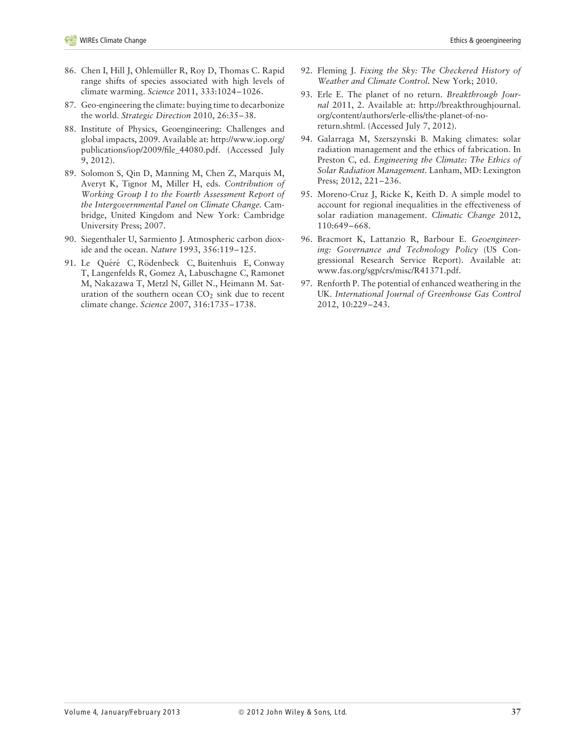86. Chen I, Hill J, Ohlemüller R, Roy D, Thomas C. Rapid range shifts of species associated with high levels of climate warming. *Science* 2011, 333:1024–1026.

87. Geo-engineering the climate: buying time to decarbonize the world. *Strategic Direction* 2010, 26:35–38.

88. Institute of Physics, Geoengineering: Challenges and global impacts, 2009. Available at: http://www.iop.org/publications/iop/2009/file_44080.pdf. (Accessed July 9, 2012).

89. Solomon S, Qin D, Manning M, Chen Z, Marquis M, Averyt K, Tignor M, Miller H, eds. *Contribution of Working Group I to the Fourth Assessment Report of the Intergovernmental Panel on Climate Change*. Cambridge, United Kingdom and New York: Cambridge University Press; 2007.

90. Siegenthaler U, Sarmiento J. Atmospheric carbon dioxide and the ocean. *Nature* 1993, 356:119–125.

91. Le Quéré C, Rödenbeck C, Buitenhuis E, Conway T, Langenfelds R, Gomez A, Labuschagne C, Ramonet M, Nakazawa T, Metzl N, Gillet N., Heimann M. Saturation of the southern ocean $CO_2$ sink due to recent climate change. *Science* 2007, 316:1735–1738.

92. Fleming J. *Fixing the Sky: The Checkered History of Weather and Climate Control*. New York; 2010.

93. Erle E. The planet of no return. *Breakthrough Journal* 2011, 2. Available at: http://breakthroughjournal.org/content/authors/erle-ellis/the-planet-of-no-return.shtml. (Accessed July 7, 2012).

94. Galarraga M, Szerszynski B. Making climates: solar radiation management and the ethics of fabrication. In Preston C, ed. *Engineering the Climate: The Ethics of Solar Radiation Management*. Lanham, MD: Lexington Press; 2012, 221–236.

95. Moreno-Cruz J, Ricke K, Keith D. A simple model to account for regional inequalities in the effectiveness of solar radiation management. *Climatic Change* 2012, 110:649–668.

96. Bracmort K, Lattanzio R, Barbour E. *Geoengineering: Governance and Technology Policy* (US Congressional Research Service Report). Available at: www.fas.org/sgp/crs/misc/R41371.pdf.

97. Renforth P. The potential of enhanced weathering in the UK. *International Journal of Greenhouse Gas Control* 2012, 10:229–243.